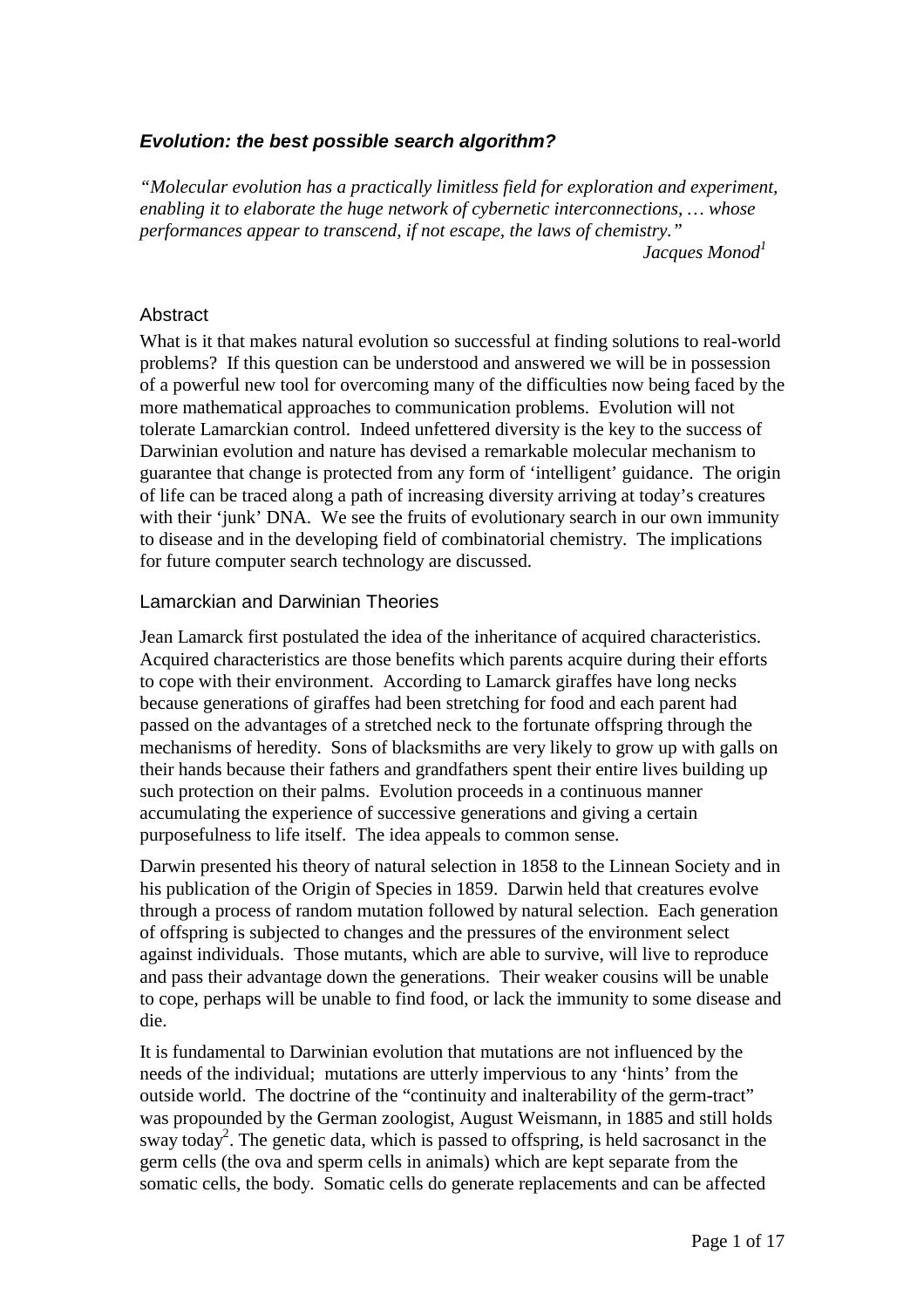### *Evolution: the best possible search algorithm?*

*"Molecular evolution has a practically limitless field for exploration and experiment, enabling it to elaborate the huge network of cybernetic interconnections, … whose performances appear to transcend, if not escape, the laws of chemistry."*

*Jacques Monod*[1]

## Abstract

What is it that makes natural evolution so successful at finding solutions to real-world problems? If this question can be understood and answered we will be in possession of a powerful new tool for overcoming many of the difficulties now being faced by the more mathematical approaches to communication problems. Evolution will not tolerate Lamarckian control. Indeed unfettered diversity is the key to the success of Darwinian evolution and nature has devised a remarkable molecular mechanism to guarantee that change is protected from any form of 'intelligent' guidance. The origin of life can be traced along a path of increasing diversity arriving at today's creatures with their 'junk' DNA. We see the fruits of evolutionary search in our own immunity to disease and in the developing field of combinatorial chemistry. The implications for future computer search technology are discussed.

## Lamarckian and Darwinian Theories

Jean Lamarck first postulated the idea of the inheritance of acquired characteristics. Acquired characteristics are those benefits which parents acquire during their efforts to cope with their environment. According to Lamarck giraffes have long necks because generations of giraffes had been stretching for food and each parent had passed on the advantages of a stretched neck to the fortunate offspring through the mechanisms of heredity. Sons of blacksmiths are very likely to grow up with galls on their hands because their fathers and grandfathers spent their entire lives building up such protection on their palms. Evolution proceeds in a continuous manner accumulating the experience of successive generations and giving a certain purposefulness to life itself. The idea appeals to common sense.

Darwin presented his theory of natural selection in 1858 to the Linnean Society and in his publication of the Origin of Species in 1859. Darwin held that creatures evolve through a process of random mutation followed by natural selection. Each generation of offspring is subjected to changes and the pressures of the environment select against individuals. Those mutants, which are able to survive, will live to reproduce and pass their advantage down the generations. Their weaker cousins will be unable to cope, perhaps will be unable to find food, or lack the immunity to some disease and die.

It is fundamental to Darwinian evolution that mutations are not influenced by the needs of the individual; mutations are utterly impervious to any 'hints' from the outside world. The doctrine of the "continuity and inalterability of the germ-tract" was propounded by the German zoologist, August Weismann, in 1885 and still holds sway today[2]. The genetic data, which is passed to offspring, is held sacrosanct in the germ cells (the ova and sperm cells in animals) which are kept separate from the somatic cells, the body. Somatic cells do generate replacements and can be affected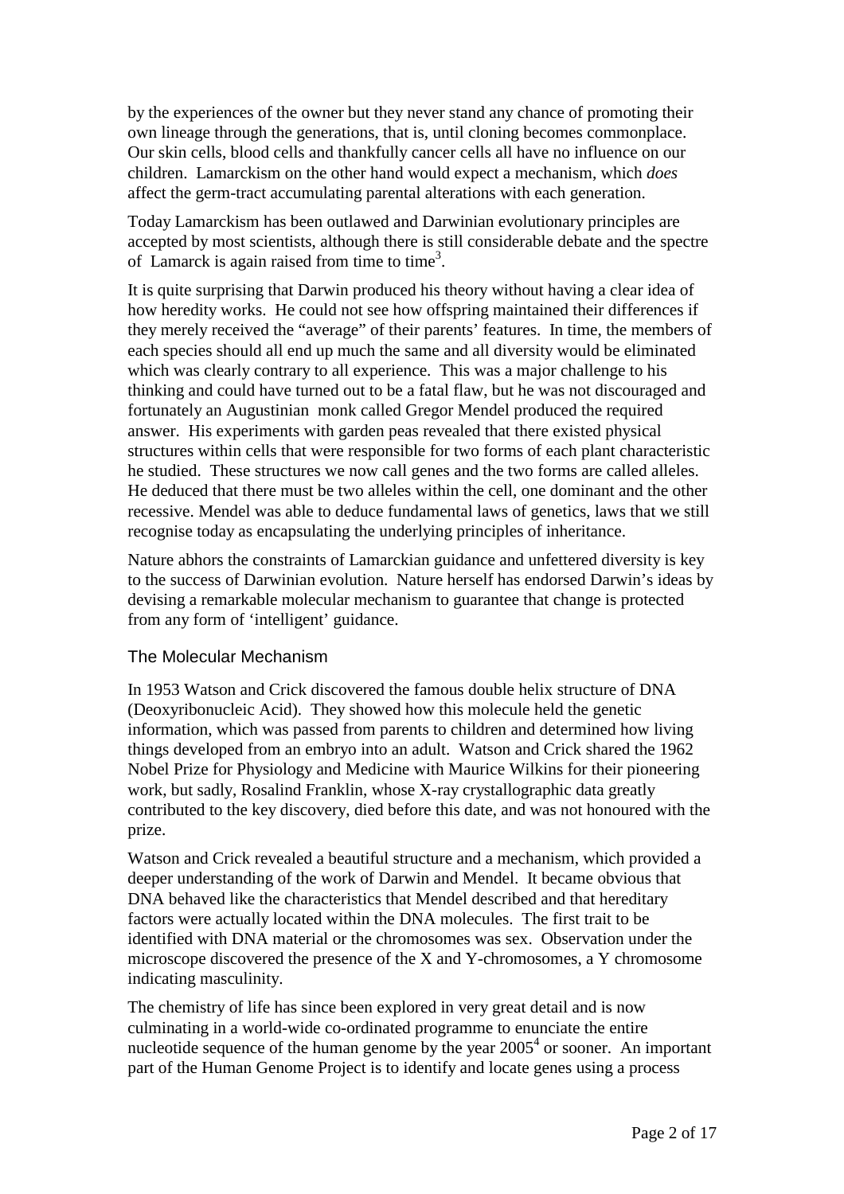by the experiences of the owner but they never stand any chance of promoting their own lineage through the generations, that is, until cloning becomes commonplace. Our skin cells, blood cells and thankfully cancer cells all have no influence on our children. Lamarckism on the other hand would expect a mechanism, which *does* affect the germ-tract accumulating parental alterations with each generation.

Today Lamarckism has been outlawed and Darwinian evolutionary principles are accepted by most scientists, although there is still considerable debate and the spectre of Lamarck is again raised from time to time[3].

It is quite surprising that Darwin produced his theory without having a clear idea of how heredity works. He could not see how offspring maintained their differences if they merely received the "average" of their parents' features. In time, the members of each species should all end up much the same and all diversity would be eliminated which was clearly contrary to all experience. This was a major challenge to his thinking and could have turned out to be a fatal flaw, but he was not discouraged and fortunately an Augustinian monk called Gregor Mendel produced the required answer. His experiments with garden peas revealed that there existed physical structures within cells that were responsible for two forms of each plant characteristic he studied. These structures we now call genes and the two forms are called alleles. He deduced that there must be two alleles within the cell, one dominant and the other recessive. Mendel was able to deduce fundamental laws of genetics, laws that we still recognise today as encapsulating the underlying principles of inheritance.

Nature abhors the constraints of Lamarckian guidance and unfettered diversity is key to the success of Darwinian evolution. Nature herself has endorsed Darwin's ideas by devising a remarkable molecular mechanism to guarantee that change is protected from any form of 'intelligent' guidance.

## The Molecular Mechanism

In 1953 Watson and Crick discovered the famous double helix structure of DNA (Deoxyribonucleic Acid). They showed how this molecule held the genetic information, which was passed from parents to children and determined how living things developed from an embryo into an adult. Watson and Crick shared the 1962 Nobel Prize for Physiology and Medicine with Maurice Wilkins for their pioneering work, but sadly, Rosalind Franklin, whose X-ray crystallographic data greatly contributed to the key discovery, died before this date, and was not honoured with the prize.

Watson and Crick revealed a beautiful structure and a mechanism, which provided a deeper understanding of the work of Darwin and Mendel. It became obvious that DNA behaved like the characteristics that Mendel described and that hereditary factors were actually located within the DNA molecules. The first trait to be identified with DNA material or the chromosomes was sex. Observation under the microscope discovered the presence of the X and Y-chromosomes, a Y chromosome indicating masculinity.

The chemistry of life has since been explored in very great detail and is now culminating in a world-wide co-ordinated programme to enunciate the entire nucleotide sequence of the human genome by the year 2005[4] or sooner. An important part of the Human Genome Project is to identify and locate genes using a process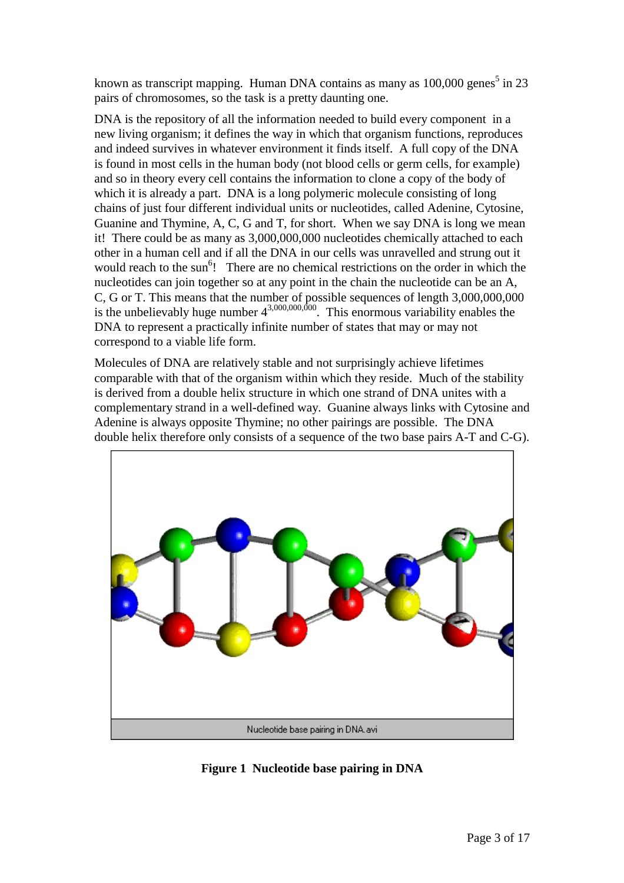known as transcript mapping. Human DNA contains as many as 100,000 genes[5] in 23 pairs of chromosomes, so the task is a pretty daunting one.

DNA is the repository of all the information needed to build every component in a new living organism; it defines the way in which that organism functions, reproduces and indeed survives in whatever environment it finds itself. A full copy of the DNA is found in most cells in the human body (not blood cells or germ cells, for example) and so in theory every cell contains the information to clone a copy of the body of which it is already a part. DNA is a long polymeric molecule consisting of long chains of just four different individual units or nucleotides, called Adenine, Cytosine, Guanine and Thymine, A, C, G and T, for short. When we say DNA is long we mean it! There could be as many as 3,000,000,000 nucleotides chemically attached to each other in a human cell and if all the DNA in our cells was unravelled and strung out it would reach to the sun[6]! There are no chemical restrictions on the order in which the nucleotides can join together so at any point in the chain the nucleotide can be an A, C, G or T. This means that the number of possible sequences of length 3,000,000,000 is the unbelievably huge number $4^{3,000,000,000}$. This enormous variability enables the DNA to represent a practically infinite number of states that may or may not correspond to a viable life form.

Molecules of DNA are relatively stable and not surprisingly achieve lifetimes comparable with that of the organism within which they reside. Much of the stability is derived from a double helix structure in which one strand of DNA unites with a complementary strand in a well-defined way. Guanine always links with Cytosine and Adenine is always opposite Thymine; no other pairings are possible. The DNA double helix therefore only consists of a sequence of the two base pairs A-T and C-G).

Nucleotide base pairing in DNA.avi

**Figure 1 Nucleotide base pairing in DNA**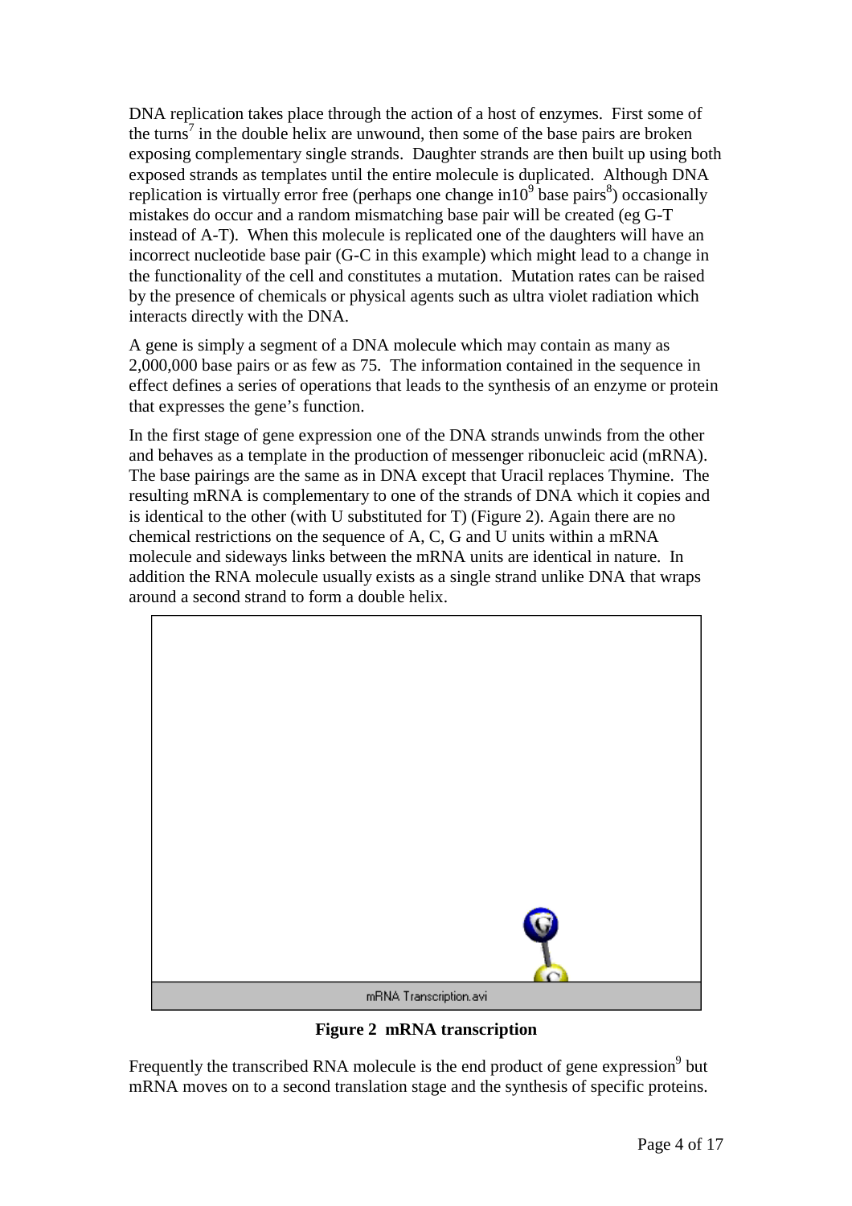DNA replication takes place through the action of a host of enzymes. First some of the turns[7] in the double helix are unwound, then some of the base pairs are broken exposing complementary single strands. Daughter strands are then built up using both exposed strands as templates until the entire molecule is duplicated. Although DNA replication is virtually error free (perhaps one change in$10^9$ base pairs[8]) occasionally mistakes do occur and a random mismatching base pair will be created (eg G-T instead of A-T). When this molecule is replicated one of the daughters will have an incorrect nucleotide base pair (G-C in this example) which might lead to a change in the functionality of the cell and constitutes a mutation. Mutation rates can be raised by the presence of chemicals or physical agents such as ultra violet radiation which interacts directly with the DNA.

A gene is simply a segment of a DNA molecule which may contain as many as 2,000,000 base pairs or as few as 75. The information contained in the sequence in effect defines a series of operations that leads to the synthesis of an enzyme or protein that expresses the gene's function.

In the first stage of gene expression one of the DNA strands unwinds from the other and behaves as a template in the production of messenger ribonucleic acid (mRNA). The base pairings are the same as in DNA except that Uracil replaces Thymine. The resulting mRNA is complementary to one of the strands of DNA which it copies and is identical to the other (with U substituted for T) (Figure 2). Again there are no chemical restrictions on the sequence of A, C, G and U units within a mRNA molecule and sideways links between the mRNA units are identical in nature. In addition the RNA molecule usually exists as a single strand unlike DNA that wraps around a second strand to form a double helix.

mRNA Transcription.avi

**Figure 2 mRNA transcription**

Frequently the transcribed RNA molecule is the end product of gene expression[9] but mRNA moves on to a second translation stage and the synthesis of specific proteins.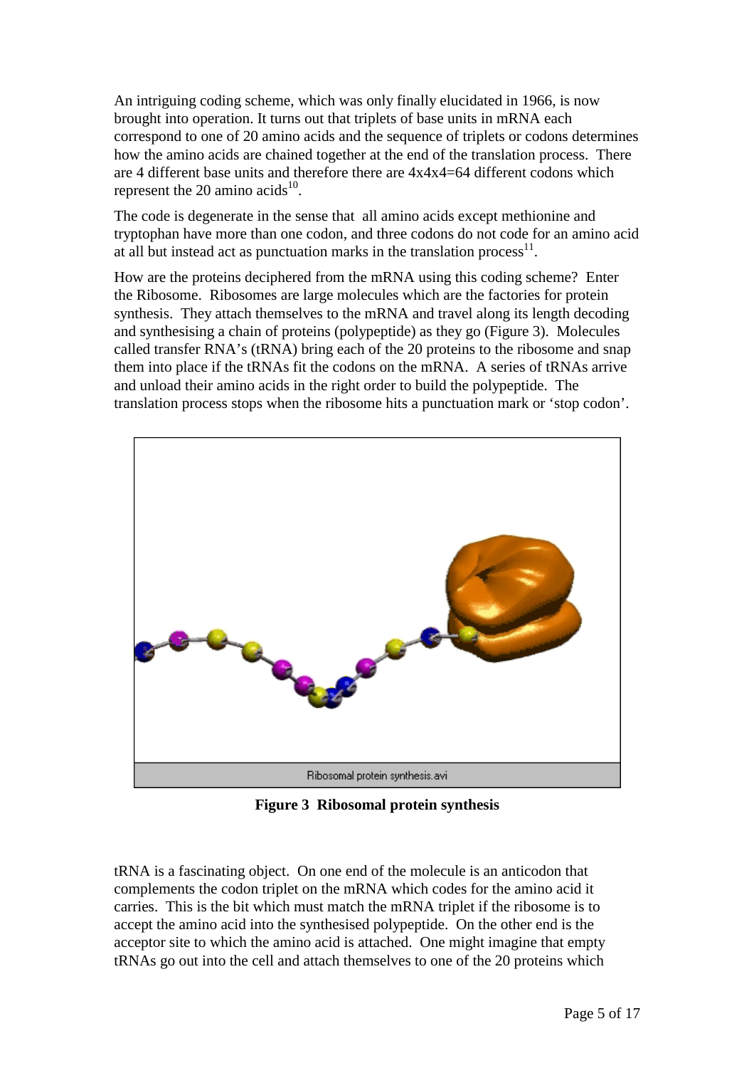An intriguing coding scheme, which was only finally elucidated in 1966, is now brought into operation. It turns out that triplets of base units in mRNA each correspond to one of 20 amino acids and the sequence of triplets or codons determines how the amino acids are chained together at the end of the translation process. There are 4 different base units and therefore there are 4x4x4=64 different codons which represent the 20 amino acids[10].

The code is degenerate in the sense that all amino acids except methionine and tryptophan have more than one codon, and three codons do not code for an amino acid at all but instead act as punctuation marks in the translation process[11].

How are the proteins deciphered from the mRNA using this coding scheme? Enter the Ribosome. Ribosomes are large molecules which are the factories for protein synthesis. They attach themselves to the mRNA and travel along its length decoding and synthesising a chain of proteins (polypeptide) as they go (Figure 3). Molecules called transfer RNA's (tRNA) bring each of the 20 proteins to the ribosome and snap them into place if the tRNAs fit the codons on the mRNA. A series of tRNAs arrive and unload their amino acids in the right order to build the polypeptide. The translation process stops when the ribosome hits a punctuation mark or 'stop codon'.

Ribosomal protein synthesis.avi

**Figure 3 Ribosomal protein synthesis**

tRNA is a fascinating object. On one end of the molecule is an anticodon that complements the codon triplet on the mRNA which codes for the amino acid it carries. This is the bit which must match the mRNA triplet if the ribosome is to accept the amino acid into the synthesised polypeptide. On the other end is the acceptor site to which the amino acid is attached. One might imagine that empty tRNAs go out into the cell and attach themselves to one of the 20 proteins which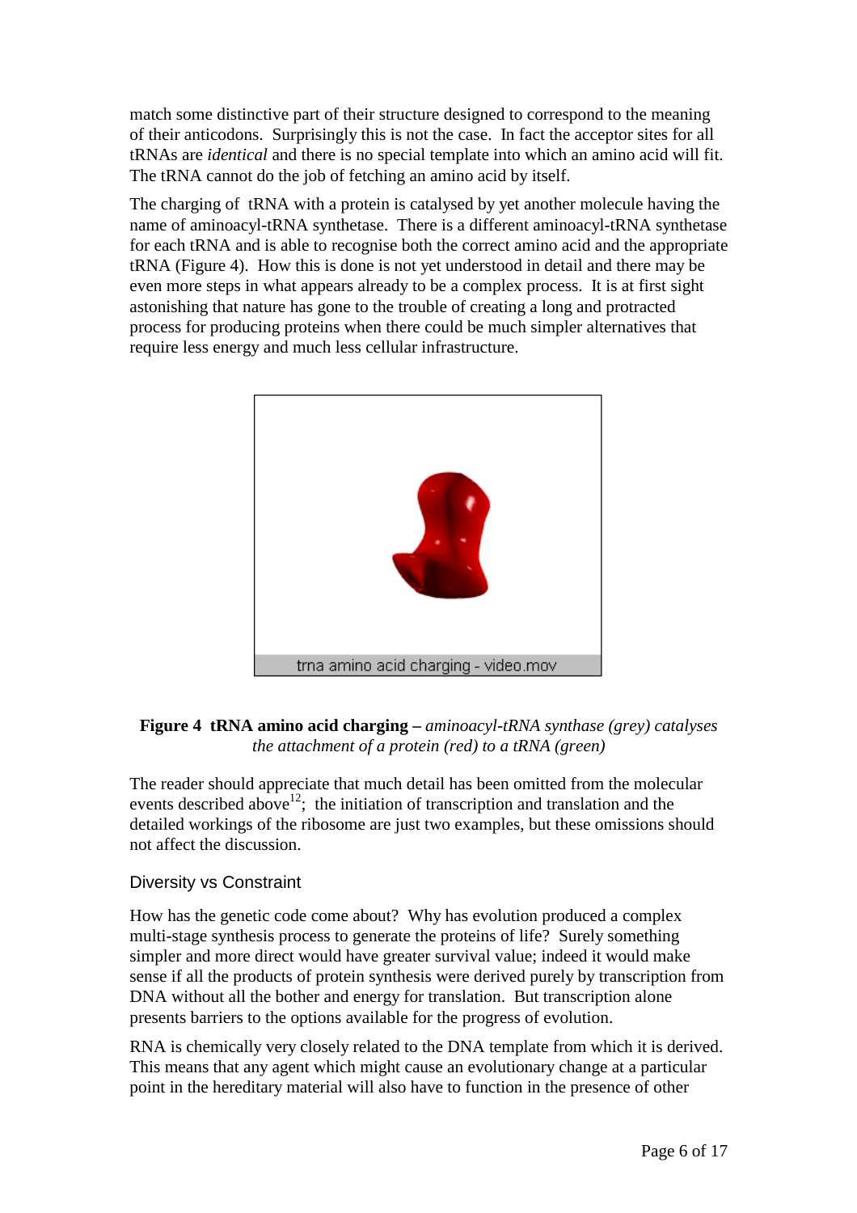match some distinctive part of their structure designed to correspond to the meaning of their anticodons. Surprisingly this is not the case. In fact the acceptor sites for all tRNAs are *identical* and there is no special template into which an amino acid will fit. The tRNA cannot do the job of fetching an amino acid by itself.

The charging of tRNA with a protein is catalysed by yet another molecule having the name of aminoacyl-tRNA synthetase. There is a different aminoacyl-tRNA synthetase for each tRNA and is able to recognise both the correct amino acid and the appropriate tRNA (Figure 4). How this is done is not yet understood in detail and there may be even more steps in what appears already to be a complex process. It is at first sight astonishing that nature has gone to the trouble of creating a long and protracted process for producing proteins when there could be much simpler alternatives that require less energy and much less cellular infrastructure.

trna amino acid charging - video.mov

**Figure 4 tRNA amino acid charging –** *aminoacyl-tRNA synthase (grey) catalyses the attachment of a protein (red) to a tRNA (green)*

The reader should appreciate that much detail has been omitted from the molecular events described above[12]; the initiation of transcription and translation and the detailed workings of the ribosome are just two examples, but these omissions should not affect the discussion.

## Diversity vs Constraint

How has the genetic code come about? Why has evolution produced a complex multi-stage synthesis process to generate the proteins of life? Surely something simpler and more direct would have greater survival value; indeed it would make sense if all the products of protein synthesis were derived purely by transcription from DNA without all the bother and energy for translation. But transcription alone presents barriers to the options available for the progress of evolution.

RNA is chemically very closely related to the DNA template from which it is derived. This means that any agent which might cause an evolutionary change at a particular point in the hereditary material will also have to function in the presence of other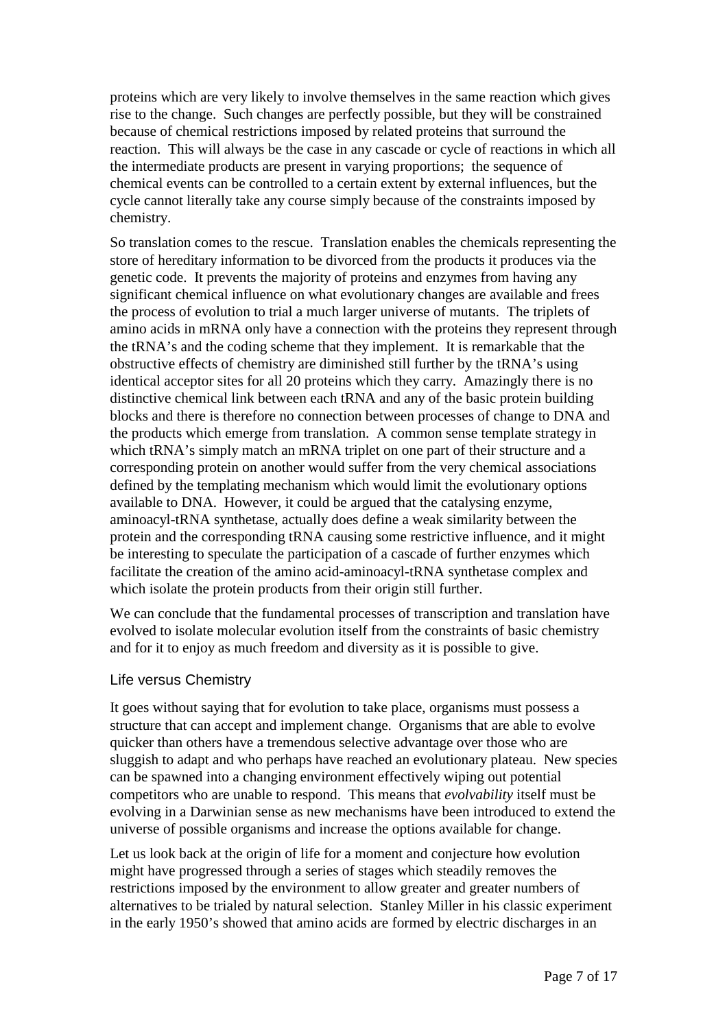proteins which are very likely to involve themselves in the same reaction which gives rise to the change. Such changes are perfectly possible, but they will be constrained because of chemical restrictions imposed by related proteins that surround the reaction. This will always be the case in any cascade or cycle of reactions in which all the intermediate products are present in varying proportions; the sequence of chemical events can be controlled to a certain extent by external influences, but the cycle cannot literally take any course simply because of the constraints imposed by chemistry.

So translation comes to the rescue. Translation enables the chemicals representing the store of hereditary information to be divorced from the products it produces via the genetic code. It prevents the majority of proteins and enzymes from having any significant chemical influence on what evolutionary changes are available and frees the process of evolution to trial a much larger universe of mutants. The triplets of amino acids in mRNA only have a connection with the proteins they represent through the tRNA's and the coding scheme that they implement. It is remarkable that the obstructive effects of chemistry are diminished still further by the tRNA's using identical acceptor sites for all 20 proteins which they carry. Amazingly there is no distinctive chemical link between each tRNA and any of the basic protein building blocks and there is therefore no connection between processes of change to DNA and the products which emerge from translation. A common sense template strategy in which tRNA's simply match an mRNA triplet on one part of their structure and a corresponding protein on another would suffer from the very chemical associations defined by the templating mechanism which would limit the evolutionary options available to DNA. However, it could be argued that the catalysing enzyme, aminoacyl-tRNA synthetase, actually does define a weak similarity between the protein and the corresponding tRNA causing some restrictive influence, and it might be interesting to speculate the participation of a cascade of further enzymes which facilitate the creation of the amino acid-aminoacyl-tRNA synthetase complex and which isolate the protein products from their origin still further.

We can conclude that the fundamental processes of transcription and translation have evolved to isolate molecular evolution itself from the constraints of basic chemistry and for it to enjoy as much freedom and diversity as it is possible to give.

## Life versus Chemistry

It goes without saying that for evolution to take place, organisms must possess a structure that can accept and implement change. Organisms that are able to evolve quicker than others have a tremendous selective advantage over those who are sluggish to adapt and who perhaps have reached an evolutionary plateau. New species can be spawned into a changing environment effectively wiping out potential competitors who are unable to respond. This means that *evolvability* itself must be evolving in a Darwinian sense as new mechanisms have been introduced to extend the universe of possible organisms and increase the options available for change.

Let us look back at the origin of life for a moment and conjecture how evolution might have progressed through a series of stages which steadily removes the restrictions imposed by the environment to allow greater and greater numbers of alternatives to be trialed by natural selection. Stanley Miller in his classic experiment in the early 1950's showed that amino acids are formed by electric discharges in an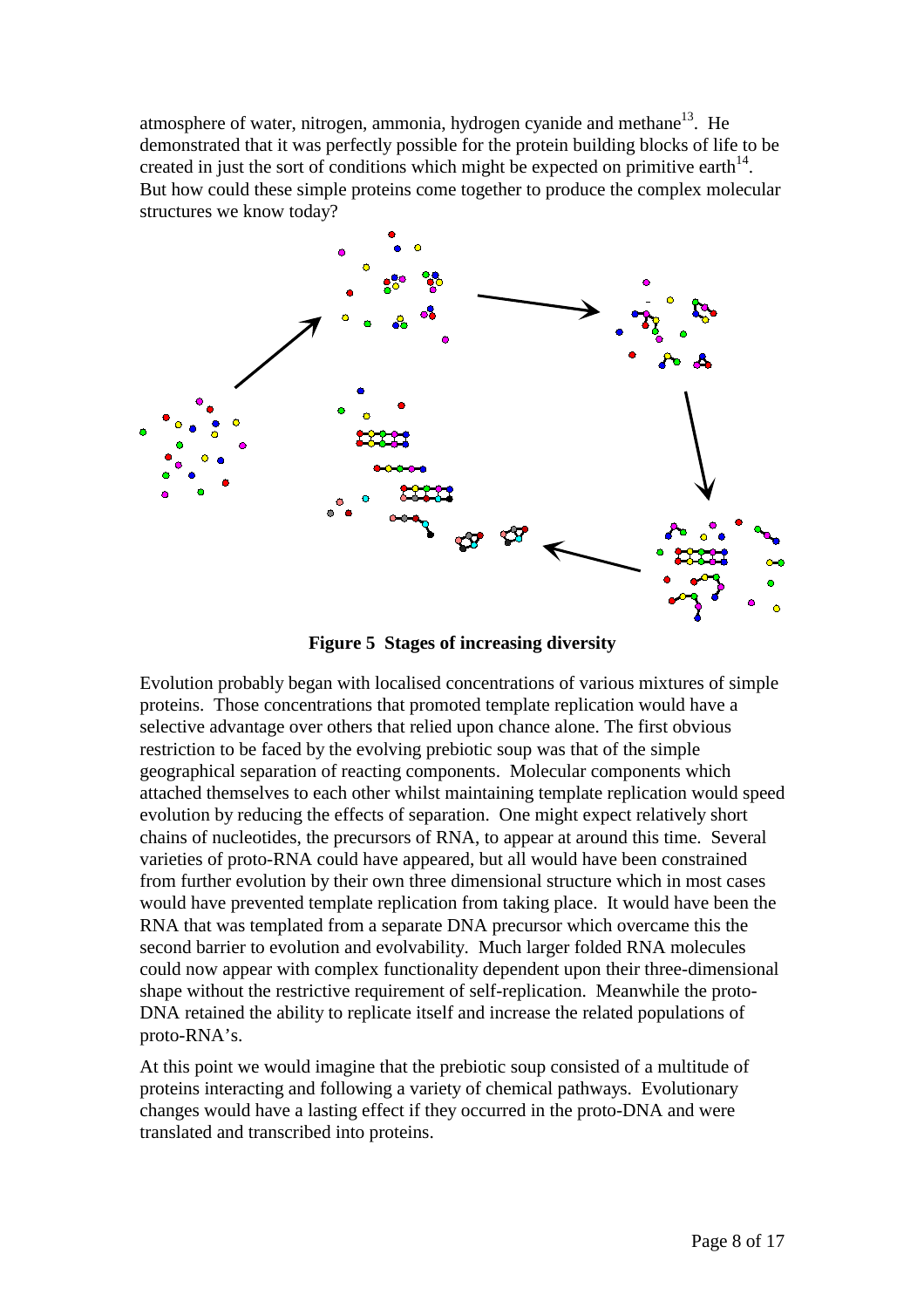atmosphere of water, nitrogen, ammonia, hydrogen cyanide and methane[13]. He demonstrated that it was perfectly possible for the protein building blocks of life to be created in just the sort of conditions which might be expected on primitive earth[14]. But how could these simple proteins come together to produce the complex molecular structures we know today?

**Figure 5 Stages of increasing diversity**

Evolution probably began with localised concentrations of various mixtures of simple proteins. Those concentrations that promoted template replication would have a selective advantage over others that relied upon chance alone. The first obvious restriction to be faced by the evolving prebiotic soup was that of the simple geographical separation of reacting components. Molecular components which attached themselves to each other whilst maintaining template replication would speed evolution by reducing the effects of separation. One might expect relatively short chains of nucleotides, the precursors of RNA, to appear at around this time. Several varieties of proto-RNA could have appeared, but all would have been constrained from further evolution by their own three dimensional structure which in most cases would have prevented template replication from taking place. It would have been the RNA that was templated from a separate DNA precursor which overcame this the second barrier to evolution and evolvability. Much larger folded RNA molecules could now appear with complex functionality dependent upon their three-dimensional shape without the restrictive requirement of self-replication. Meanwhile the proto-DNA retained the ability to replicate itself and increase the related populations of proto-RNA's.

At this point we would imagine that the prebiotic soup consisted of a multitude of proteins interacting and following a variety of chemical pathways. Evolutionary changes would have a lasting effect if they occurred in the proto-DNA and were translated and transcribed into proteins.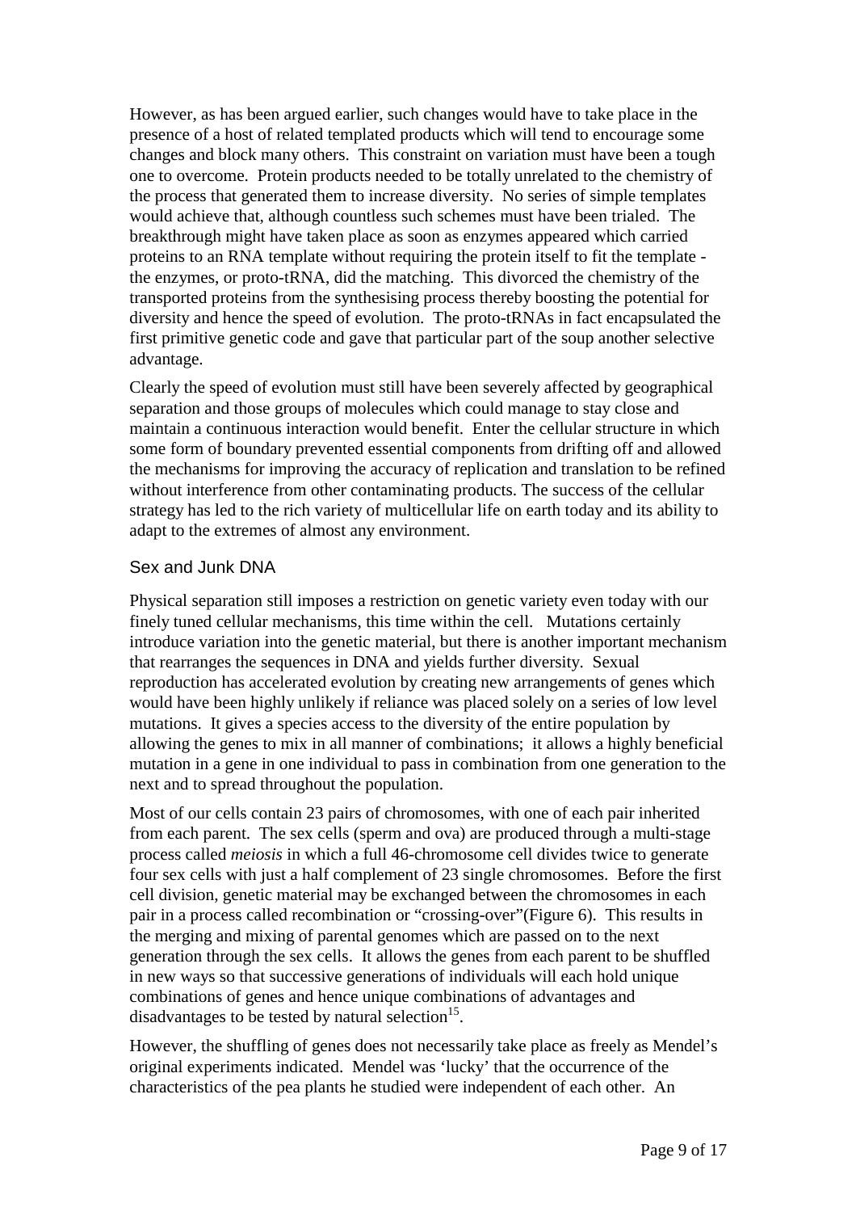However, as has been argued earlier, such changes would have to take place in the presence of a host of related templated products which will tend to encourage some changes and block many others. This constraint on variation must have been a tough one to overcome. Protein products needed to be totally unrelated to the chemistry of the process that generated them to increase diversity. No series of simple templates would achieve that, although countless such schemes must have been trialed. The breakthrough might have taken place as soon as enzymes appeared which carried proteins to an RNA template without requiring the protein itself to fit the template - the enzymes, or proto-tRNA, did the matching. This divorced the chemistry of the transported proteins from the synthesising process thereby boosting the potential for diversity and hence the speed of evolution. The proto-tRNAs in fact encapsulated the first primitive genetic code and gave that particular part of the soup another selective advantage.

Clearly the speed of evolution must still have been severely affected by geographical separation and those groups of molecules which could manage to stay close and maintain a continuous interaction would benefit. Enter the cellular structure in which some form of boundary prevented essential components from drifting off and allowed the mechanisms for improving the accuracy of replication and translation to be refined without interference from other contaminating products. The success of the cellular strategy has led to the rich variety of multicellular life on earth today and its ability to adapt to the extremes of almost any environment.

## Sex and Junk DNA

Physical separation still imposes a restriction on genetic variety even today with our finely tuned cellular mechanisms, this time within the cell. Mutations certainly introduce variation into the genetic material, but there is another important mechanism that rearranges the sequences in DNA and yields further diversity. Sexual reproduction has accelerated evolution by creating new arrangements of genes which would have been highly unlikely if reliance was placed solely on a series of low level mutations. It gives a species access to the diversity of the entire population by allowing the genes to mix in all manner of combinations; it allows a highly beneficial mutation in a gene in one individual to pass in combination from one generation to the next and to spread throughout the population.

Most of our cells contain 23 pairs of chromosomes, with one of each pair inherited from each parent. The sex cells (sperm and ova) are produced through a multi-stage process called *meiosis* in which a full 46-chromosome cell divides twice to generate four sex cells with just a half complement of 23 single chromosomes. Before the first cell division, genetic material may be exchanged between the chromosomes in each pair in a process called recombination or "crossing-over"(Figure 6). This results in the merging and mixing of parental genomes which are passed on to the next generation through the sex cells. It allows the genes from each parent to be shuffled in new ways so that successive generations of individuals will each hold unique combinations of genes and hence unique combinations of advantages and disadvantages to be tested by natural selection[15].

However, the shuffling of genes does not necessarily take place as freely as Mendel's original experiments indicated. Mendel was 'lucky' that the occurrence of the characteristics of the pea plants he studied were independent of each other. An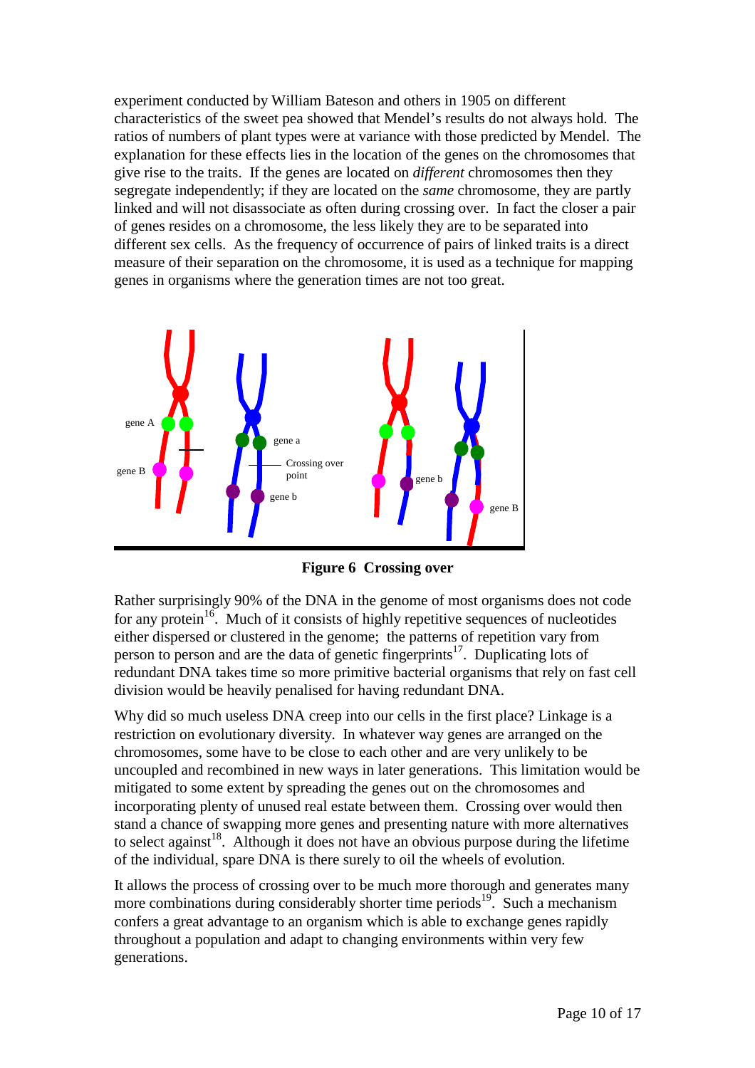experiment conducted by William Bateson and others in 1905 on different characteristics of the sweet pea showed that Mendel's results do not always hold. The ratios of numbers of plant types were at variance with those predicted by Mendel. The explanation for these effects lies in the location of the genes on the chromosomes that give rise to the traits. If the genes are located on *different* chromosomes then they segregate independently; if they are located on the *same* chromosome, they are partly linked and will not disassociate as often during crossing over. In fact the closer a pair of genes resides on a chromosome, the less likely they are to be separated into different sex cells. As the frequency of occurrence of pairs of linked traits is a direct measure of their separation on the chromosome, it is used as a technique for mapping genes in organisms where the generation times are not too great.

gene A

gene B

gene a

Crossing over point

gene b

gene b

gene B

**Figure 6 Crossing over**

Rather surprisingly 90% of the DNA in the genome of most organisms does not code for any protein[16]. Much of it consists of highly repetitive sequences of nucleotides either dispersed or clustered in the genome; the patterns of repetition vary from person to person and are the data of genetic fingerprints[17]. Duplicating lots of redundant DNA takes time so more primitive bacterial organisms that rely on fast cell division would be heavily penalised for having redundant DNA.

Why did so much useless DNA creep into our cells in the first place? Linkage is a restriction on evolutionary diversity. In whatever way genes are arranged on the chromosomes, some have to be close to each other and are very unlikely to be uncoupled and recombined in new ways in later generations. This limitation would be mitigated to some extent by spreading the genes out on the chromosomes and incorporating plenty of unused real estate between them. Crossing over would then stand a chance of swapping more genes and presenting nature with more alternatives to select against[18]. Although it does not have an obvious purpose during the lifetime of the individual, spare DNA is there surely to oil the wheels of evolution.

It allows the process of crossing over to be much more thorough and generates many more combinations during considerably shorter time periods[19]. Such a mechanism confers a great advantage to an organism which is able to exchange genes rapidly throughout a population and adapt to changing environments within very few generations.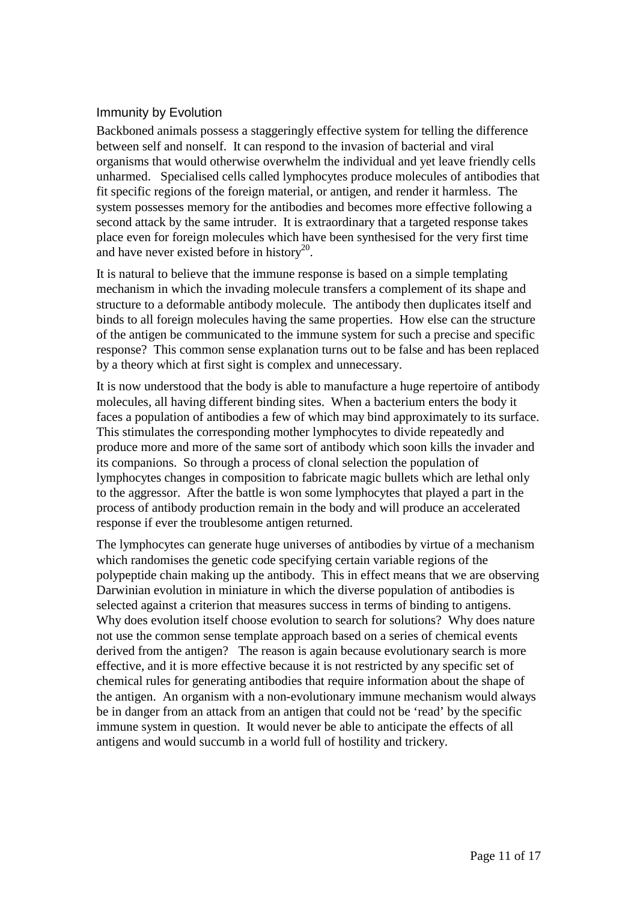## Immunity by Evolution

Backboned animals possess a staggeringly effective system for telling the difference between self and nonself. It can respond to the invasion of bacterial and viral organisms that would otherwise overwhelm the individual and yet leave friendly cells unharmed. Specialised cells called lymphocytes produce molecules of antibodies that fit specific regions of the foreign material, or antigen, and render it harmless. The system possesses memory for the antibodies and becomes more effective following a second attack by the same intruder. It is extraordinary that a targeted response takes place even for foreign molecules which have been synthesised for the very first time and have never existed before in history[20].

It is natural to believe that the immune response is based on a simple templating mechanism in which the invading molecule transfers a complement of its shape and structure to a deformable antibody molecule. The antibody then duplicates itself and binds to all foreign molecules having the same properties. How else can the structure of the antigen be communicated to the immune system for such a precise and specific response? This common sense explanation turns out to be false and has been replaced by a theory which at first sight is complex and unnecessary.

It is now understood that the body is able to manufacture a huge repertoire of antibody molecules, all having different binding sites. When a bacterium enters the body it faces a population of antibodies a few of which may bind approximately to its surface. This stimulates the corresponding mother lymphocytes to divide repeatedly and produce more and more of the same sort of antibody which soon kills the invader and its companions. So through a process of clonal selection the population of lymphocytes changes in composition to fabricate magic bullets which are lethal only to the aggressor. After the battle is won some lymphocytes that played a part in the process of antibody production remain in the body and will produce an accelerated response if ever the troublesome antigen returned.

The lymphocytes can generate huge universes of antibodies by virtue of a mechanism which randomises the genetic code specifying certain variable regions of the polypeptide chain making up the antibody. This in effect means that we are observing Darwinian evolution in miniature in which the diverse population of antibodies is selected against a criterion that measures success in terms of binding to antigens. Why does evolution itself choose evolution to search for solutions? Why does nature not use the common sense template approach based on a series of chemical events derived from the antigen? The reason is again because evolutionary search is more effective, and it is more effective because it is not restricted by any specific set of chemical rules for generating antibodies that require information about the shape of the antigen. An organism with a non-evolutionary immune mechanism would always be in danger from an attack from an antigen that could not be 'read' by the specific immune system in question. It would never be able to anticipate the effects of all antigens and would succumb in a world full of hostility and trickery.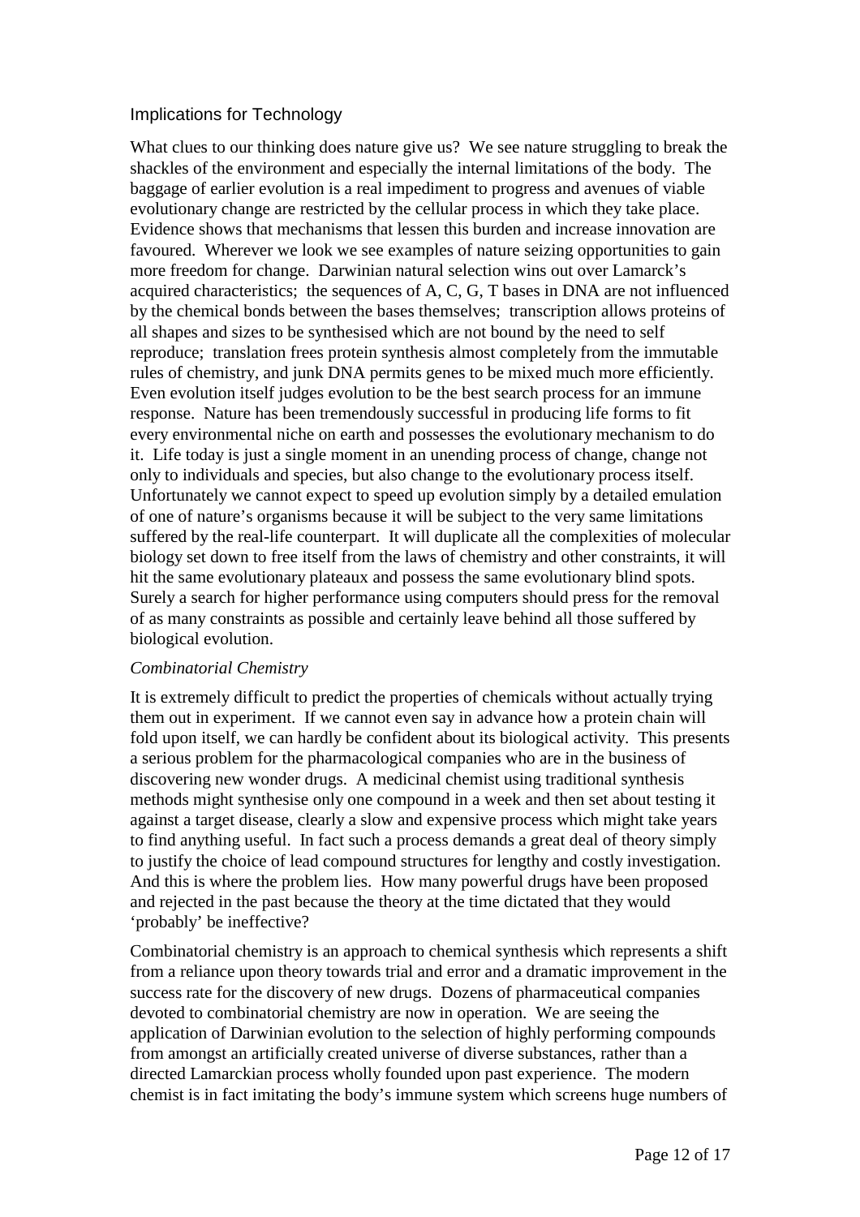## Implications for Technology

What clues to our thinking does nature give us? We see nature struggling to break the shackles of the environment and especially the internal limitations of the body. The baggage of earlier evolution is a real impediment to progress and avenues of viable evolutionary change are restricted by the cellular process in which they take place. Evidence shows that mechanisms that lessen this burden and increase innovation are favoured. Wherever we look we see examples of nature seizing opportunities to gain more freedom for change. Darwinian natural selection wins out over Lamarck's acquired characteristics; the sequences of A, C, G, T bases in DNA are not influenced by the chemical bonds between the bases themselves; transcription allows proteins of all shapes and sizes to be synthesised which are not bound by the need to self reproduce; translation frees protein synthesis almost completely from the immutable rules of chemistry, and junk DNA permits genes to be mixed much more efficiently. Even evolution itself judges evolution to be the best search process for an immune response. Nature has been tremendously successful in producing life forms to fit every environmental niche on earth and possesses the evolutionary mechanism to do it. Life today is just a single moment in an unending process of change, change not only to individuals and species, but also change to the evolutionary process itself. Unfortunately we cannot expect to speed up evolution simply by a detailed emulation of one of nature's organisms because it will be subject to the very same limitations suffered by the real-life counterpart. It will duplicate all the complexities of molecular biology set down to free itself from the laws of chemistry and other constraints, it will hit the same evolutionary plateaux and possess the same evolutionary blind spots. Surely a search for higher performance using computers should press for the removal of as many constraints as possible and certainly leave behind all those suffered by biological evolution.

### *Combinatorial Chemistry*

It is extremely difficult to predict the properties of chemicals without actually trying them out in experiment. If we cannot even say in advance how a protein chain will fold upon itself, we can hardly be confident about its biological activity. This presents a serious problem for the pharmacological companies who are in the business of discovering new wonder drugs. A medicinal chemist using traditional synthesis methods might synthesise only one compound in a week and then set about testing it against a target disease, clearly a slow and expensive process which might take years to find anything useful. In fact such a process demands a great deal of theory simply to justify the choice of lead compound structures for lengthy and costly investigation. And this is where the problem lies. How many powerful drugs have been proposed and rejected in the past because the theory at the time dictated that they would 'probably' be ineffective?

Combinatorial chemistry is an approach to chemical synthesis which represents a shift from a reliance upon theory towards trial and error and a dramatic improvement in the success rate for the discovery of new drugs. Dozens of pharmaceutical companies devoted to combinatorial chemistry are now in operation. We are seeing the application of Darwinian evolution to the selection of highly performing compounds from amongst an artificially created universe of diverse substances, rather than a directed Lamarckian process wholly founded upon past experience. The modern chemist is in fact imitating the body's immune system which screens huge numbers of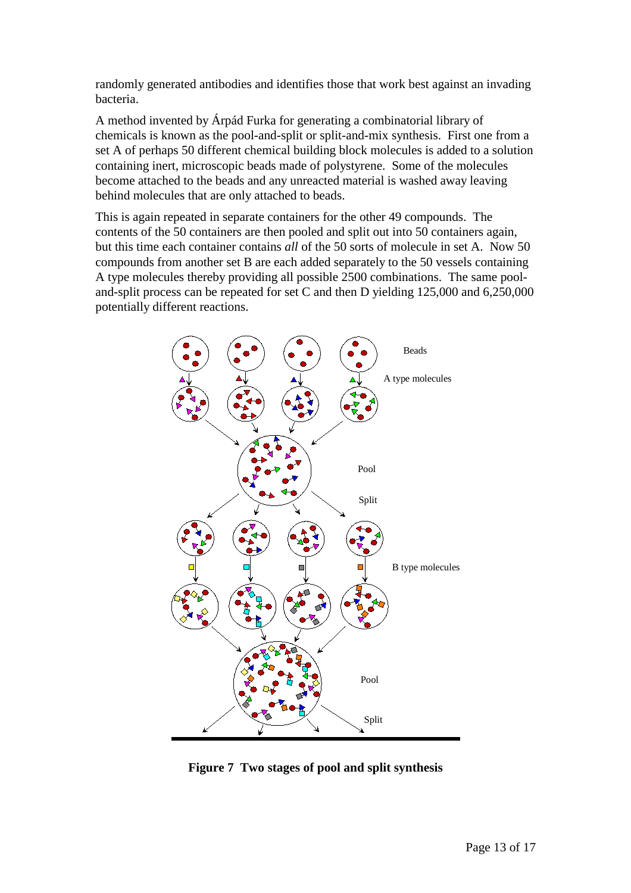randomly generated antibodies and identifies those that work best against an invading bacteria.

A method invented by Árpád Furka for generating a combinatorial library of chemicals is known as the pool-and-split or split-and-mix synthesis. First one from a set A of perhaps 50 different chemical building block molecules is added to a solution containing inert, microscopic beads made of polystyrene. Some of the molecules become attached to the beads and any unreacted material is washed away leaving behind molecules that are only attached to beads.

This is again repeated in separate containers for the other 49 compounds. The contents of the 50 containers are then pooled and split out into 50 containers again, but this time each container contains *all* of the 50 sorts of molecule in set A. Now 50 compounds from another set B are each added separately to the 50 vessels containing A type molecules thereby providing all possible 2500 combinations. The same pool-and-split process can be repeated for set C and then D yielding 125,000 and 6,250,000 potentially different reactions.

**Figure 7 Two stages of pool and split synthesis**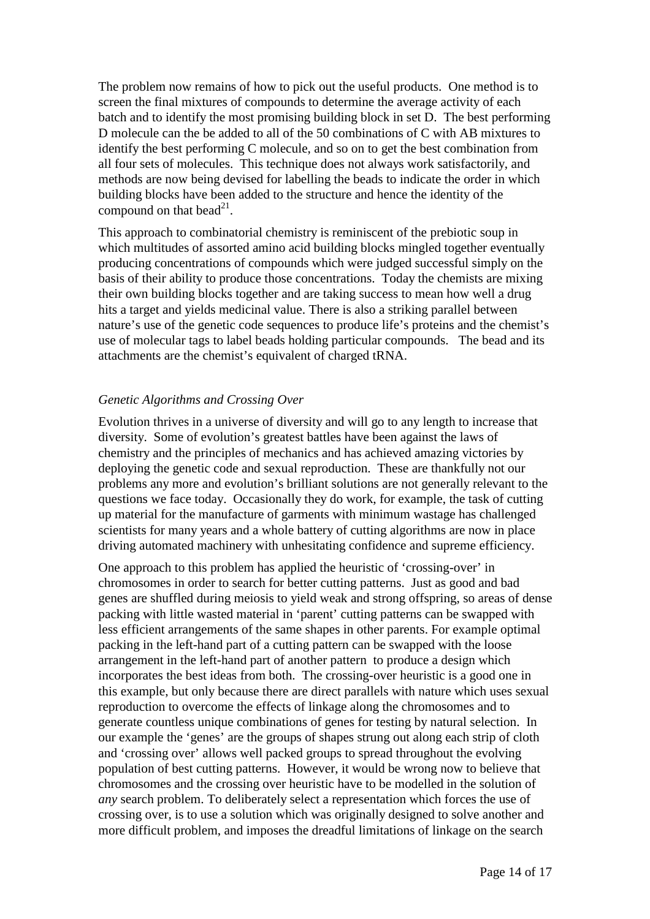The problem now remains of how to pick out the useful products. One method is to screen the final mixtures of compounds to determine the average activity of each batch and to identify the most promising building block in set D. The best performing D molecule can the be added to all of the 50 combinations of C with AB mixtures to identify the best performing C molecule, and so on to get the best combination from all four sets of molecules. This technique does not always work satisfactorily, and methods are now being devised for labelling the beads to indicate the order in which building blocks have been added to the structure and hence the identity of the compound on that bead[21].

This approach to combinatorial chemistry is reminiscent of the prebiotic soup in which multitudes of assorted amino acid building blocks mingled together eventually producing concentrations of compounds which were judged successful simply on the basis of their ability to produce those concentrations. Today the chemists are mixing their own building blocks together and are taking success to mean how well a drug hits a target and yields medicinal value. There is also a striking parallel between nature's use of the genetic code sequences to produce life's proteins and the chemist's use of molecular tags to label beads holding particular compounds. The bead and its attachments are the chemist's equivalent of charged tRNA.

### *Genetic Algorithms and Crossing Over*

Evolution thrives in a universe of diversity and will go to any length to increase that diversity. Some of evolution's greatest battles have been against the laws of chemistry and the principles of mechanics and has achieved amazing victories by deploying the genetic code and sexual reproduction. These are thankfully not our problems any more and evolution's brilliant solutions are not generally relevant to the questions we face today. Occasionally they do work, for example, the task of cutting up material for the manufacture of garments with minimum wastage has challenged scientists for many years and a whole battery of cutting algorithms are now in place driving automated machinery with unhesitating confidence and supreme efficiency.

One approach to this problem has applied the heuristic of 'crossing-over' in chromosomes in order to search for better cutting patterns. Just as good and bad genes are shuffled during meiosis to yield weak and strong offspring, so areas of dense packing with little wasted material in 'parent' cutting patterns can be swapped with less efficient arrangements of the same shapes in other parents. For example optimal packing in the left-hand part of a cutting pattern can be swapped with the loose arrangement in the left-hand part of another pattern to produce a design which incorporates the best ideas from both. The crossing-over heuristic is a good one in this example, but only because there are direct parallels with nature which uses sexual reproduction to overcome the effects of linkage along the chromosomes and to generate countless unique combinations of genes for testing by natural selection. In our example the 'genes' are the groups of shapes strung out along each strip of cloth and 'crossing over' allows well packed groups to spread throughout the evolving population of best cutting patterns. However, it would be wrong now to believe that chromosomes and the crossing over heuristic have to be modelled in the solution of *any* search problem. To deliberately select a representation which forces the use of crossing over, is to use a solution which was originally designed to solve another and more difficult problem, and imposes the dreadful limitations of linkage on the search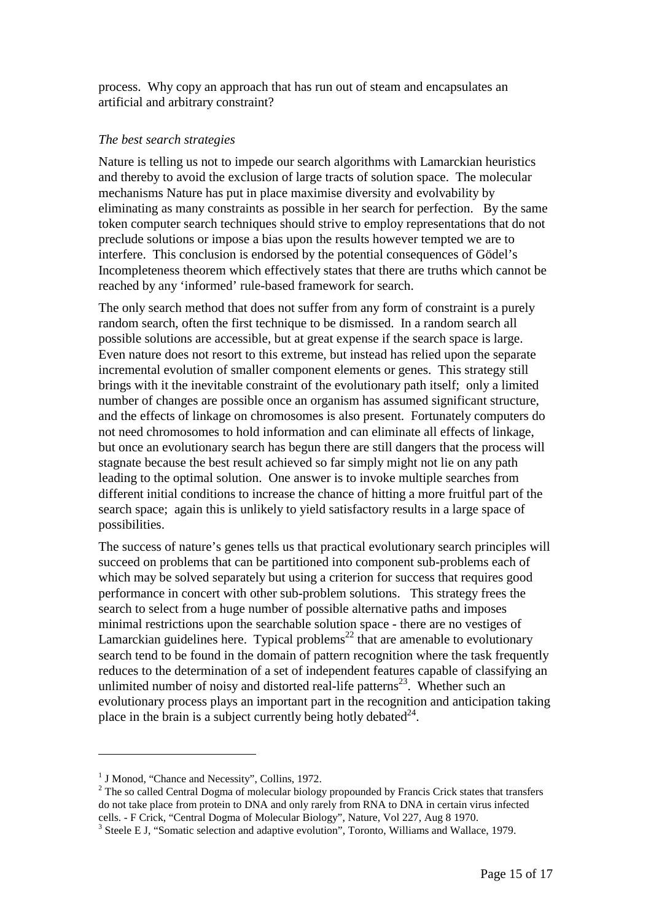process. Why copy an approach that has run out of steam and encapsulates an artificial and arbitrary constraint?

*The best search strategies*

Nature is telling us not to impede our search algorithms with Lamarckian heuristics and thereby to avoid the exclusion of large tracts of solution space. The molecular mechanisms Nature has put in place maximise diversity and evolvability by eliminating as many constraints as possible in her search for perfection. By the same token computer search techniques should strive to employ representations that do not preclude solutions or impose a bias upon the results however tempted we are to interfere. This conclusion is endorsed by the potential consequences of Gödel's Incompleteness theorem which effectively states that there are truths which cannot be reached by any 'informed' rule-based framework for search.

The only search method that does not suffer from any form of constraint is a purely random search, often the first technique to be dismissed. In a random search all possible solutions are accessible, but at great expense if the search space is large. Even nature does not resort to this extreme, but instead has relied upon the separate incremental evolution of smaller component elements or genes. This strategy still brings with it the inevitable constraint of the evolutionary path itself; only a limited number of changes are possible once an organism has assumed significant structure, and the effects of linkage on chromosomes is also present. Fortunately computers do not need chromosomes to hold information and can eliminate all effects of linkage, but once an evolutionary search has begun there are still dangers that the process will stagnate because the best result achieved so far simply might not lie on any path leading to the optimal solution. One answer is to invoke multiple searches from different initial conditions to increase the chance of hitting a more fruitful part of the search space; again this is unlikely to yield satisfactory results in a large space of possibilities.

The success of nature's genes tells us that practical evolutionary search principles will succeed on problems that can be partitioned into component sub-problems each of which may be solved separately but using a criterion for success that requires good performance in concert with other sub-problem solutions. This strategy frees the search to select from a huge number of possible alternative paths and imposes minimal restrictions upon the searchable solution space - there are no vestiges of Lamarckian guidelines here. Typical problems[22] that are amenable to evolutionary search tend to be found in the domain of pattern recognition where the task frequently reduces to the determination of a set of independent features capable of classifying an unlimited number of noisy and distorted real-life patterns[23]. Whether such an evolutionary process plays an important part in the recognition and anticipation taking place in the brain is a subject currently being hotly debated[24].

---

[1] J Monod, "Chance and Necessity", Collins, 1972.

[2] The so called Central Dogma of molecular biology propounded by Francis Crick states that transfers do not take place from protein to DNA and only rarely from RNA to DNA in certain virus infected cells. - F Crick, "Central Dogma of Molecular Biology", Nature, Vol 227, Aug 8 1970.

[3] Steele E J, "Somatic selection and adaptive evolution", Toronto, Williams and Wallace, 1979.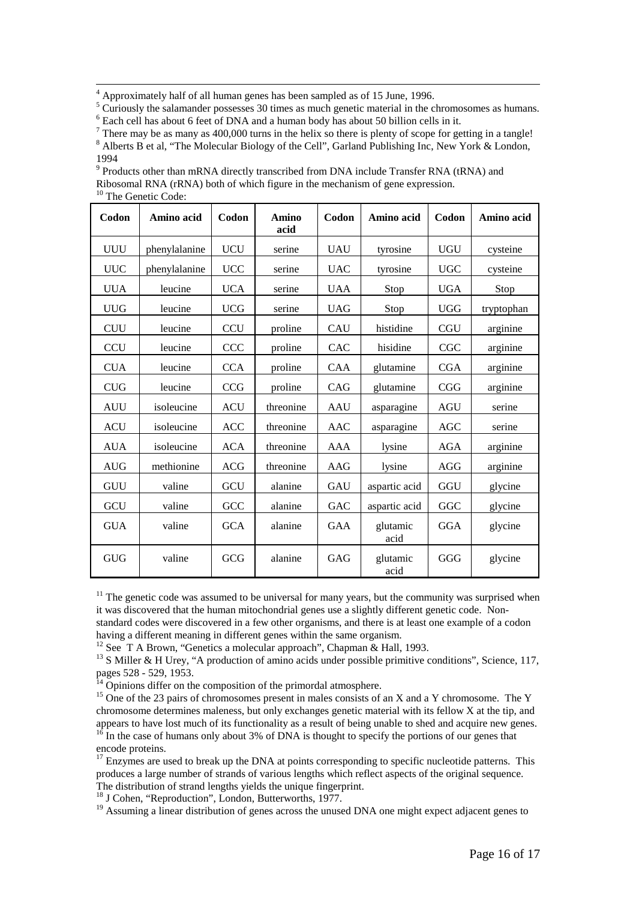[4] Approximately half of all human genes has been sampled as of 15 June, 1996.

[5] Curiously the salamander possesses 30 times as much genetic material in the chromosomes as humans.

[6] Each cell has about 6 feet of DNA and a human body has about 50 billion cells in it.

[7] There may be as many as 400,000 turns in the helix so there is plenty of scope for getting in a tangle!

[8] Alberts B et al, "The Molecular Biology of the Cell", Garland Publishing Inc, New York & London, 1994

[9] Products other than mRNA directly transcribed from DNA include Transfer RNA (tRNA) and Ribosomal RNA (rRNA) both of which figure in the mechanism of gene expression.

[10] The Genetic Code:

| Codon | Amino acid | Codon | Amino acid | Codon | Amino acid | Codon | Amino acid |
|---|---|---|---|---|---|---|---|
| UUU | phenylalanine | UCU | serine | UAU | tyrosine | UGU | cysteine |
| UUC | phenylalanine | UCC | serine | UAC | tyrosine | UGC | cysteine |
| UUA | leucine | UCA | serine | UAA | Stop | UGA | Stop |
| UUG | leucine | UCG | serine | UAG | Stop | UGG | tryptophan |
| CUU | leucine | CCU | proline | CAU | histidine | CGU | arginine |
| CCU | leucine | CCC | proline | CAC | hisidine | CGC | arginine |
| CUA | leucine | CCA | proline | CAA | glutamine | CGA | arginine |
| CUG | leucine | CCG | proline | CAG | glutamine | CGG | arginine |
| AUU | isoleucine | ACU | threonine | AAU | asparagine | AGU | serine |
| ACU | isoleucine | ACC | threonine | AAC | asparagine | AGC | serine |
| AUA | isoleucine | ACA | threonine | AAA | lysine | AGA | arginine |
| AUG | methionine | ACG | threonine | AAG | lysine | AGG | arginine |
| GUU | valine | GCU | alanine | GAU | aspartic acid | GGU | glycine |
| GCU | valine | GCC | alanine | GAC | aspartic acid | GGC | glycine |
| GUA | valine | GCA | alanine | GAA | glutamic acid | GGA | glycine |
| GUG | valine | GCG | alanine | GAG | glutamic acid | GGG | glycine |

[11] The genetic code was assumed to be universal for many years, but the community was surprised when it was discovered that the human mitochondrial genes use a slightly different genetic code. Non-standard codes were discovered in a few other organisms, and there is at least one example of a codon having a different meaning in different genes within the same organism.

[12] See T A Brown, "Genetics a molecular approach", Chapman & Hall, 1993.

[13] S Miller & H Urey, "A production of amino acids under possible primitive conditions", Science, 117, pages 528 - 529, 1953.

[14] Opinions differ on the composition of the primordal atmosphere.

[15] One of the 23 pairs of chromosomes present in males consists of an X and a Y chromosome. The Y chromosome determines maleness, but only exchanges genetic material with its fellow X at the tip, and appears to have lost much of its functionality as a result of being unable to shed and acquire new genes.

[16] In the case of humans only about 3% of DNA is thought to specify the portions of our genes that encode proteins.

[17] Enzymes are used to break up the DNA at points corresponding to specific nucleotide patterns. This produces a large number of strands of various lengths which reflect aspects of the original sequence. The distribution of strand lengths yields the unique fingerprint.

[18] J Cohen, "Reproduction", London, Butterworths, 1977.

[19] Assuming a linear distribution of genes across the unused DNA one might expect adjacent genes to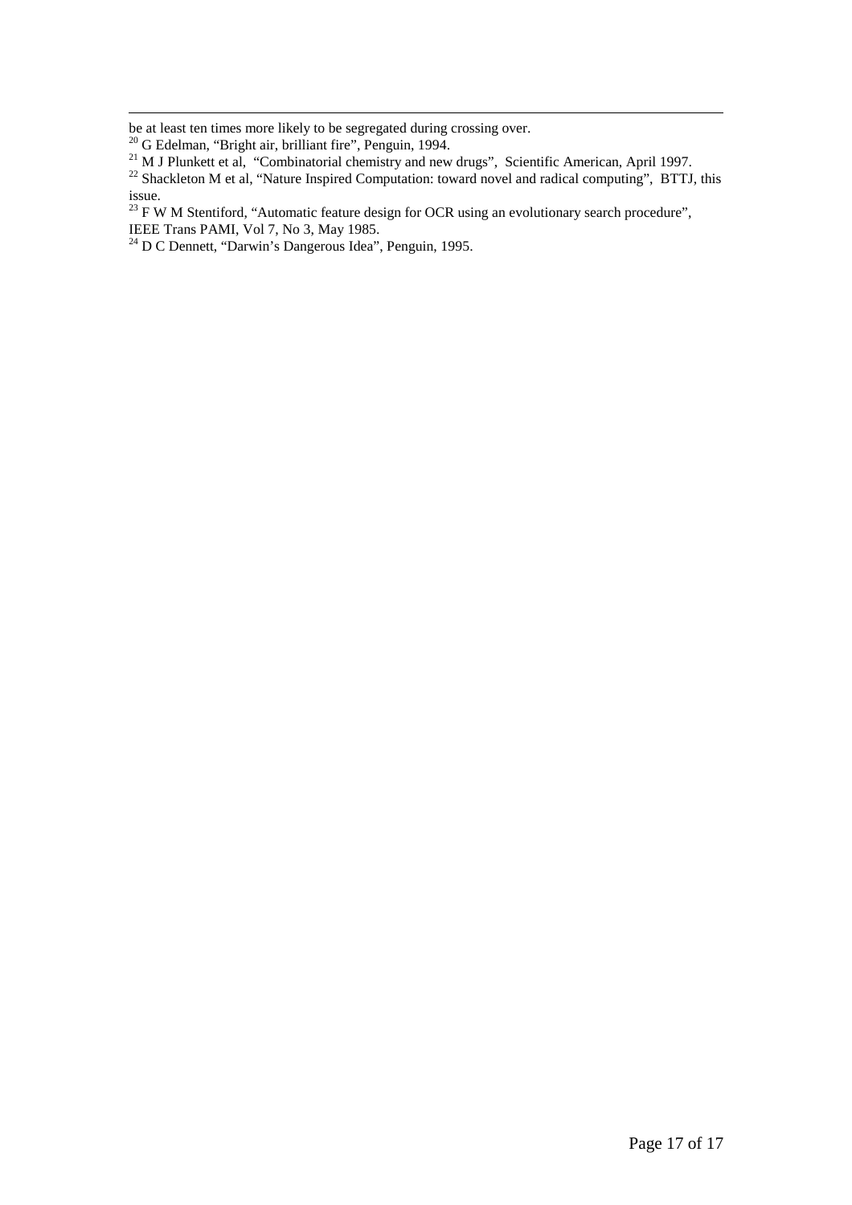be at least ten times more likely to be segregated during crossing over.

[20] G Edelman, "Bright air, brilliant fire", Penguin, 1994.

[21] M J Plunkett et al, "Combinatorial chemistry and new drugs", Scientific American, April 1997.

[22] Shackleton M et al, "Nature Inspired Computation: toward novel and radical computing", BTTJ, this issue.

[23] F W M Stentiford, "Automatic feature design for OCR using an evolutionary search procedure", IEEE Trans PAMI, Vol 7, No 3, May 1985.

[24] D C Dennett, "Darwin's Dangerous Idea", Penguin, 1995.